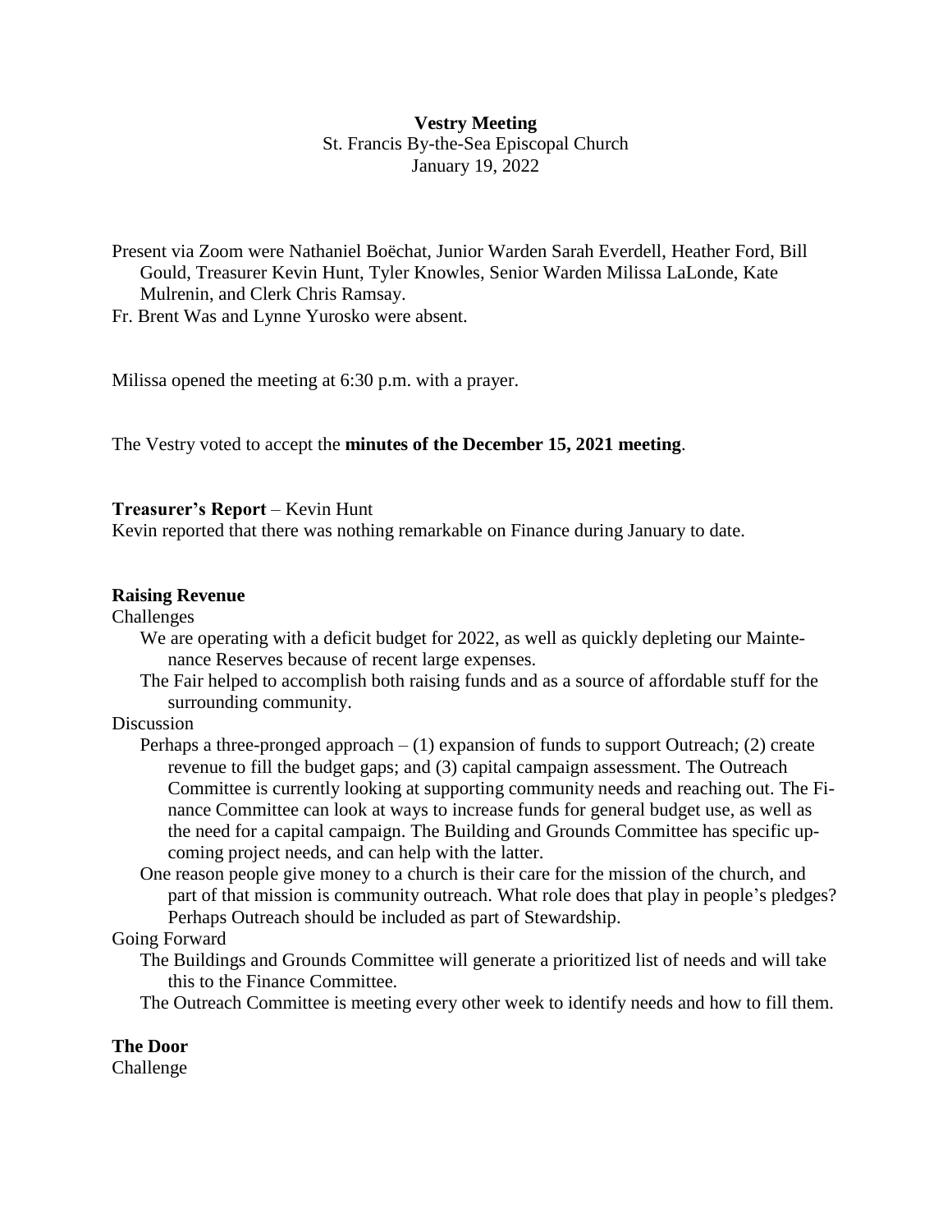**Vestry Meeting**
St. Francis By-the-Sea Episcopal Church
January 19, 2022

Present via Zoom were Nathaniel Boëchat, Junior Warden Sarah Everdell, Heather Ford, Bill Gould, Treasurer Kevin Hunt, Tyler Knowles, Senior Warden Milissa LaLonde, Kate Mulrenin, and Clerk Chris Ramsay.
Fr. Brent Was and Lynne Yurosko were absent.

Milissa opened the meeting at 6:30 p.m. with a prayer.

The Vestry voted to accept the **minutes of the December 15, 2021 meeting**.

**Treasurer's Report** – Kevin Hunt
Kevin reported that there was nothing remarkable on Finance during January to date.

**Raising Revenue**

Challenges

- We are operating with a deficit budget for 2022, as well as quickly depleting our Maintenance Reserves because of recent large expenses.
- The Fair helped to accomplish both raising funds and as a source of affordable stuff for the surrounding community.

Discussion

- Perhaps a three-pronged approach – (1) expansion of funds to support Outreach; (2) create revenue to fill the budget gaps; and (3) capital campaign assessment. The Outreach Committee is currently looking at supporting community needs and reaching out. The Finance Committee can look at ways to increase funds for general budget use, as well as the need for a capital campaign. The Building and Grounds Committee has specific upcoming project needs, and can help with the latter.
- One reason people give money to a church is their care for the mission of the church, and part of that mission is community outreach. What role does that play in people's pledges? Perhaps Outreach should be included as part of Stewardship.

Going Forward

- The Buildings and Grounds Committee will generate a prioritized list of needs and will take this to the Finance Committee.
- The Outreach Committee is meeting every other week to identify needs and how to fill them.

**The Door**

Challenge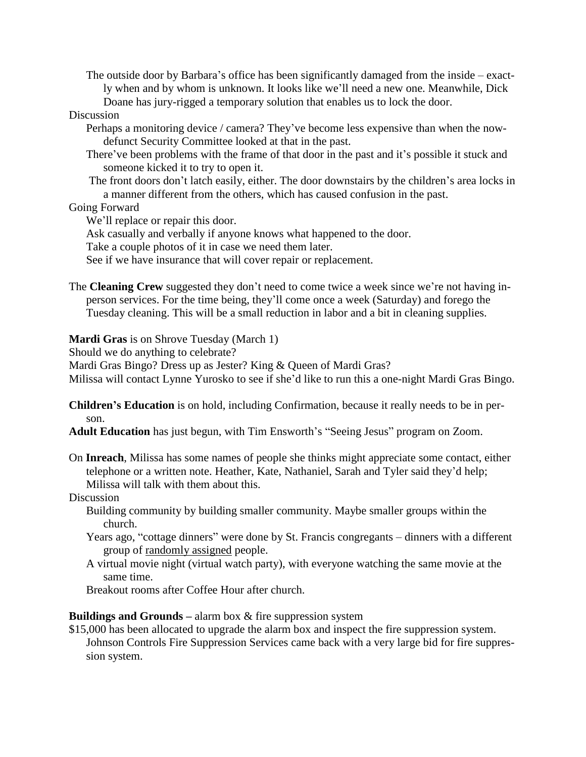The outside door by Barbara's office has been significantly damaged from the inside – exactly when and by whom is unknown. It looks like we'll need a new one. Meanwhile, Dick Doane has jury-rigged a temporary solution that enables us to lock the door.

Discussion

- Perhaps a monitoring device / camera? They've become less expensive than when the now-defunct Security Committee looked at that in the past.
- There've been problems with the frame of that door in the past and it's possible it stuck and someone kicked it to try to open it.
- The front doors don't latch easily, either. The door downstairs by the children's area locks in a manner different from the others, which has caused confusion in the past.

Going Forward

- We'll replace or repair this door.
- Ask casually and verbally if anyone knows what happened to the door.
- Take a couple photos of it in case we need them later.
- See if we have insurance that will cover repair or replacement.

The **Cleaning Crew** suggested they don't need to come twice a week since we're not having in-person services. For the time being, they'll come once a week (Saturday) and forego the Tuesday cleaning. This will be a small reduction in labor and a bit in cleaning supplies.

**Mardi Gras** is on Shrove Tuesday (March 1)

Should we do anything to celebrate?

Mardi Gras Bingo? Dress up as Jester? King & Queen of Mardi Gras?

Milissa will contact Lynne Yurosko to see if she'd like to run this a one-night Mardi Gras Bingo.

**Children's Education** is on hold, including Confirmation, because it really needs to be in person.

**Adult Education** has just begun, with Tim Ensworth's "Seeing Jesus" program on Zoom.

On **Inreach**, Milissa has some names of people she thinks might appreciate some contact, either telephone or a written note. Heather, Kate, Nathaniel, Sarah and Tyler said they'd help; Milissa will talk with them about this.

Discussion

- Building community by building smaller community. Maybe smaller groups within the church.
- Years ago, "cottage dinners" were done by St. Francis congregants – dinners with a different group of randomly assigned people.
- A virtual movie night (virtual watch party), with everyone watching the same movie at the same time.
- Breakout rooms after Coffee Hour after church.

**Buildings and Grounds –** alarm box & fire suppression system

$15,000 has been allocated to upgrade the alarm box and inspect the fire suppression system. Johnson Controls Fire Suppression Services came back with a very large bid for fire suppression system.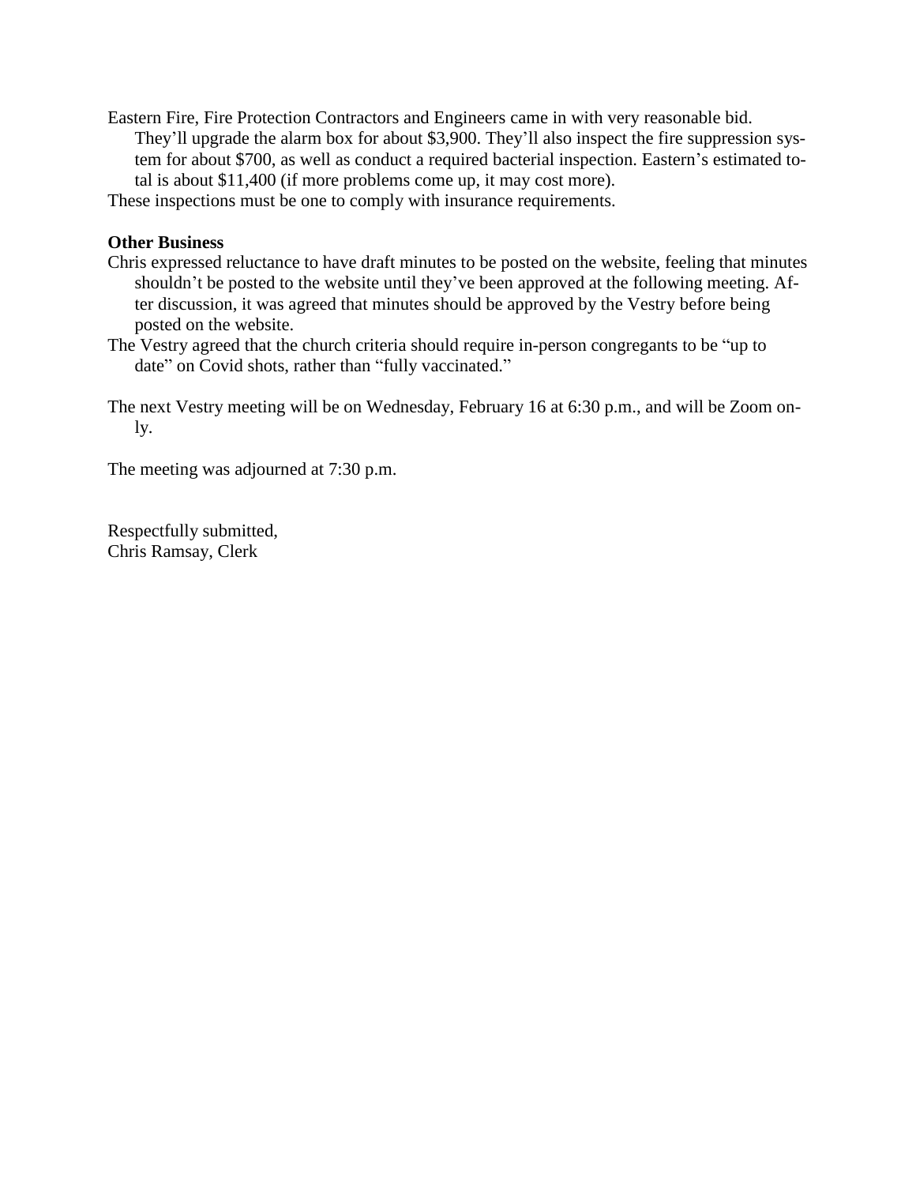Eastern Fire, Fire Protection Contractors and Engineers came in with very reasonable bid. They'll upgrade the alarm box for about $3,900. They'll also inspect the fire suppression system for about $700, as well as conduct a required bacterial inspection. Eastern's estimated total is about $11,400 (if more problems come up, it may cost more).

These inspections must be one to comply with insurance requirements.

**Other Business**

Chris expressed reluctance to have draft minutes to be posted on the website, feeling that minutes shouldn't be posted to the website until they've been approved at the following meeting. After discussion, it was agreed that minutes should be approved by the Vestry before being posted on the website.

The Vestry agreed that the church criteria should require in-person congregants to be "up to date" on Covid shots, rather than "fully vaccinated."

The next Vestry meeting will be on Wednesday, February 16 at 6:30 p.m., and will be Zoom only.

The meeting was adjourned at 7:30 p.m.

Respectfully submitted,
Chris Ramsay, Clerk